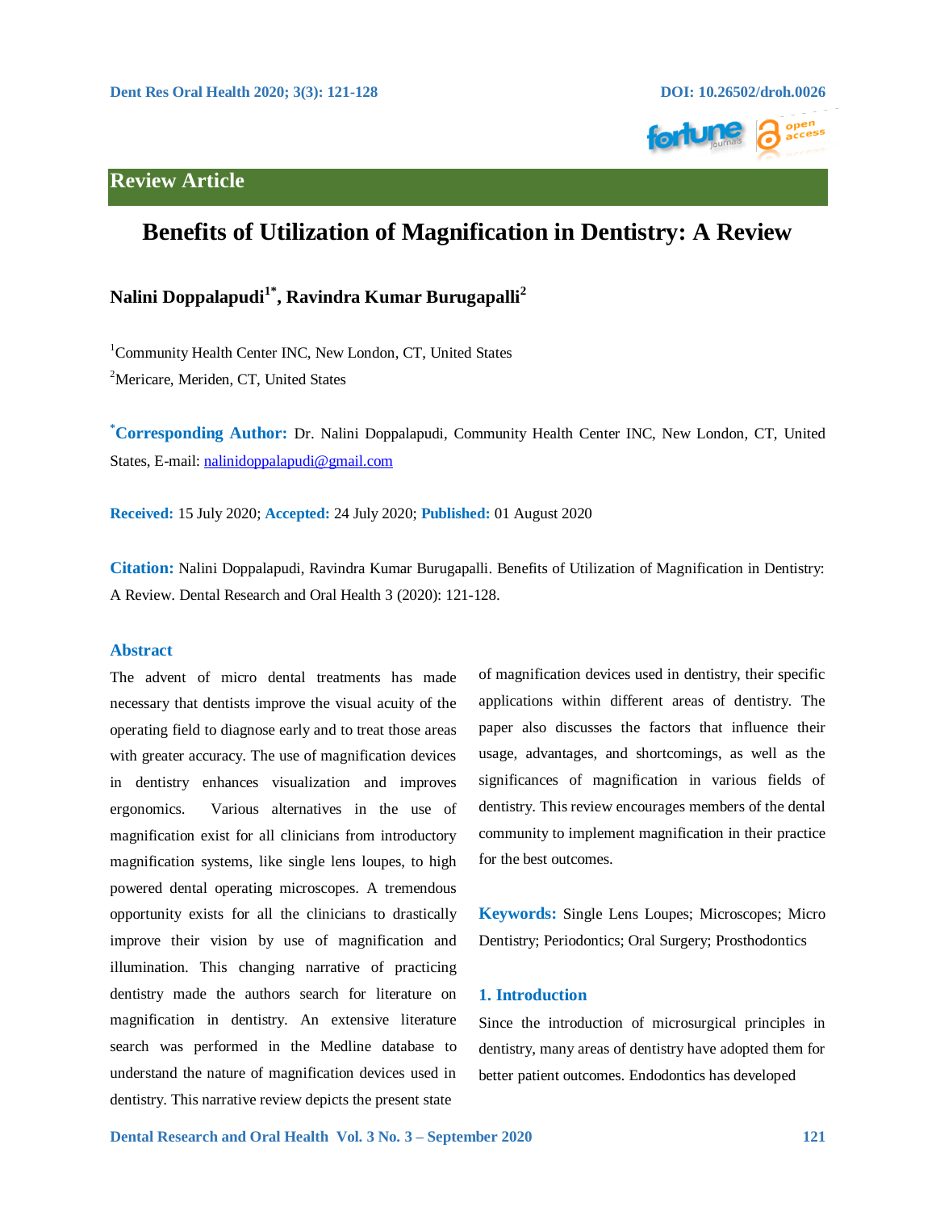## Review Article

# Benefits of Utilization of Magnification in Dentistry: A Review

**Nalini Doppalapudi[1*], Ravindra Kumar Burugapalli[2]**

[1]Community Health Center INC, New London, CT, United States

[2]Mericare, Meriden, CT, United States

**[*]Corresponding Author:** Dr. Nalini Doppalapudi, Community Health Center INC, New London, CT, United States, E-mail: nalinidoppalapudi@gmail.com

**Received:** 15 July 2020; **Accepted:** 24 July 2020; **Published:** 01 August 2020

**Citation:** Nalini Doppalapudi, Ravindra Kumar Burugapalli. Benefits of Utilization of Magnification in Dentistry: A Review. Dental Research and Oral Health 3 (2020): 121-128.

## Abstract

The advent of micro dental treatments has made necessary that dentists improve the visual acuity of the operating field to diagnose early and to treat those areas with greater accuracy. The use of magnification devices in dentistry enhances visualization and improves ergonomics. Various alternatives in the use of magnification exist for all clinicians from introductory magnification systems, like single lens loupes, to high powered dental operating microscopes. A tremendous opportunity exists for all the clinicians to drastically improve their vision by use of magnification and illumination. This changing narrative of practicing dentistry made the authors search for literature on magnification in dentistry. An extensive literature search was performed in the Medline database to understand the nature of magnification devices used in dentistry. This narrative review depicts the present state of magnification devices used in dentistry, their specific applications within different areas of dentistry. The paper also discusses the factors that influence their usage, advantages, and shortcomings, as well as the significances of magnification in various fields of dentistry. This review encourages members of the dental community to implement magnification in their practice for the best outcomes.

**Keywords:** Single Lens Loupes; Microscopes; Micro Dentistry; Periodontics; Oral Surgery; Prosthodontics

## 1. Introduction

Since the introduction of microsurgical principles in dentistry, many areas of dentistry have adopted them for better patient outcomes. Endodontics has developed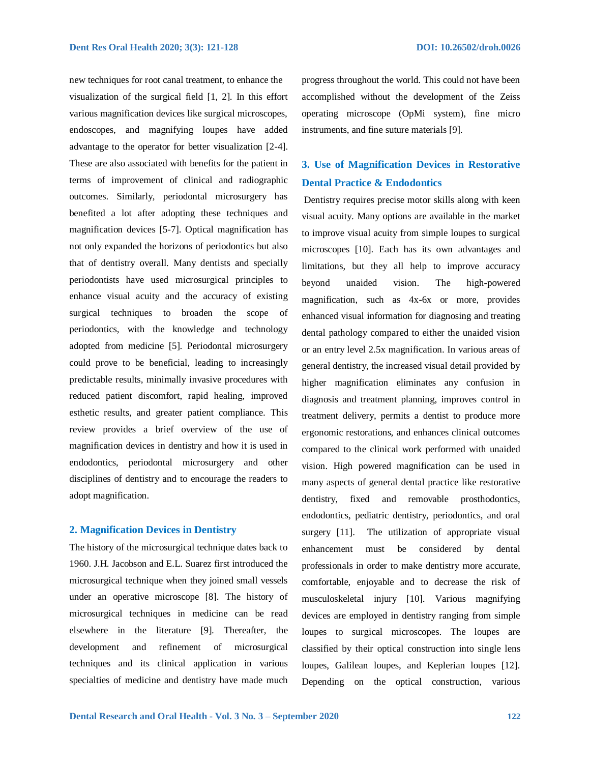new techniques for root canal treatment, to enhance the visualization of the surgical field [1, 2]. In this effort various magnification devices like surgical microscopes, endoscopes, and magnifying loupes have added advantage to the operator for better visualization [2-4]. These are also associated with benefits for the patient in terms of improvement of clinical and radiographic outcomes. Similarly, periodontal microsurgery has benefited a lot after adopting these techniques and magnification devices [5-7]. Optical magnification has not only expanded the horizons of periodontics but also that of dentistry overall. Many dentists and specially periodontists have used microsurgical principles to enhance visual acuity and the accuracy of existing surgical techniques to broaden the scope of periodontics, with the knowledge and technology adopted from medicine [5]. Periodontal microsurgery could prove to be beneficial, leading to increasingly predictable results, minimally invasive procedures with reduced patient discomfort, rapid healing, improved esthetic results, and greater patient compliance. This review provides a brief overview of the use of magnification devices in dentistry and how it is used in endodontics, periodontal microsurgery and other disciplines of dentistry and to encourage the readers to adopt magnification.

## 2. Magnification Devices in Dentistry

The history of the microsurgical technique dates back to 1960. J.H. Jacobson and E.L. Suarez first introduced the microsurgical technique when they joined small vessels under an operative microscope [8]. The history of microsurgical techniques in medicine can be read elsewhere in the literature [9]. Thereafter, the development and refinement of microsurgical techniques and its clinical application in various specialties of medicine and dentistry have made much progress throughout the world. This could not have been accomplished without the development of the Zeiss operating microscope (OpMi system), fine micro instruments, and fine suture materials [9].

## 3. Use of Magnification Devices in Restorative Dental Practice & Endodontics

Dentistry requires precise motor skills along with keen visual acuity. Many options are available in the market to improve visual acuity from simple loupes to surgical microscopes [10]. Each has its own advantages and limitations, but they all help to improve accuracy beyond unaided vision. The high-powered magnification, such as 4x-6x or more, provides enhanced visual information for diagnosing and treating dental pathology compared to either the unaided vision or an entry level 2.5x magnification. In various areas of general dentistry, the increased visual detail provided by higher magnification eliminates any confusion in diagnosis and treatment planning, improves control in treatment delivery, permits a dentist to produce more ergonomic restorations, and enhances clinical outcomes compared to the clinical work performed with unaided vision. High powered magnification can be used in many aspects of general dental practice like restorative dentistry, fixed and removable prosthodontics, endodontics, pediatric dentistry, periodontics, and oral surgery [11]. The utilization of appropriate visual enhancement must be considered by dental professionals in order to make dentistry more accurate, comfortable, enjoyable and to decrease the risk of musculoskeletal injury [10]. Various magnifying devices are employed in dentistry ranging from simple loupes to surgical microscopes. The loupes are classified by their optical construction into single lens loupes, Galilean loupes, and Keplerian loupes [12]. Depending on the optical construction, various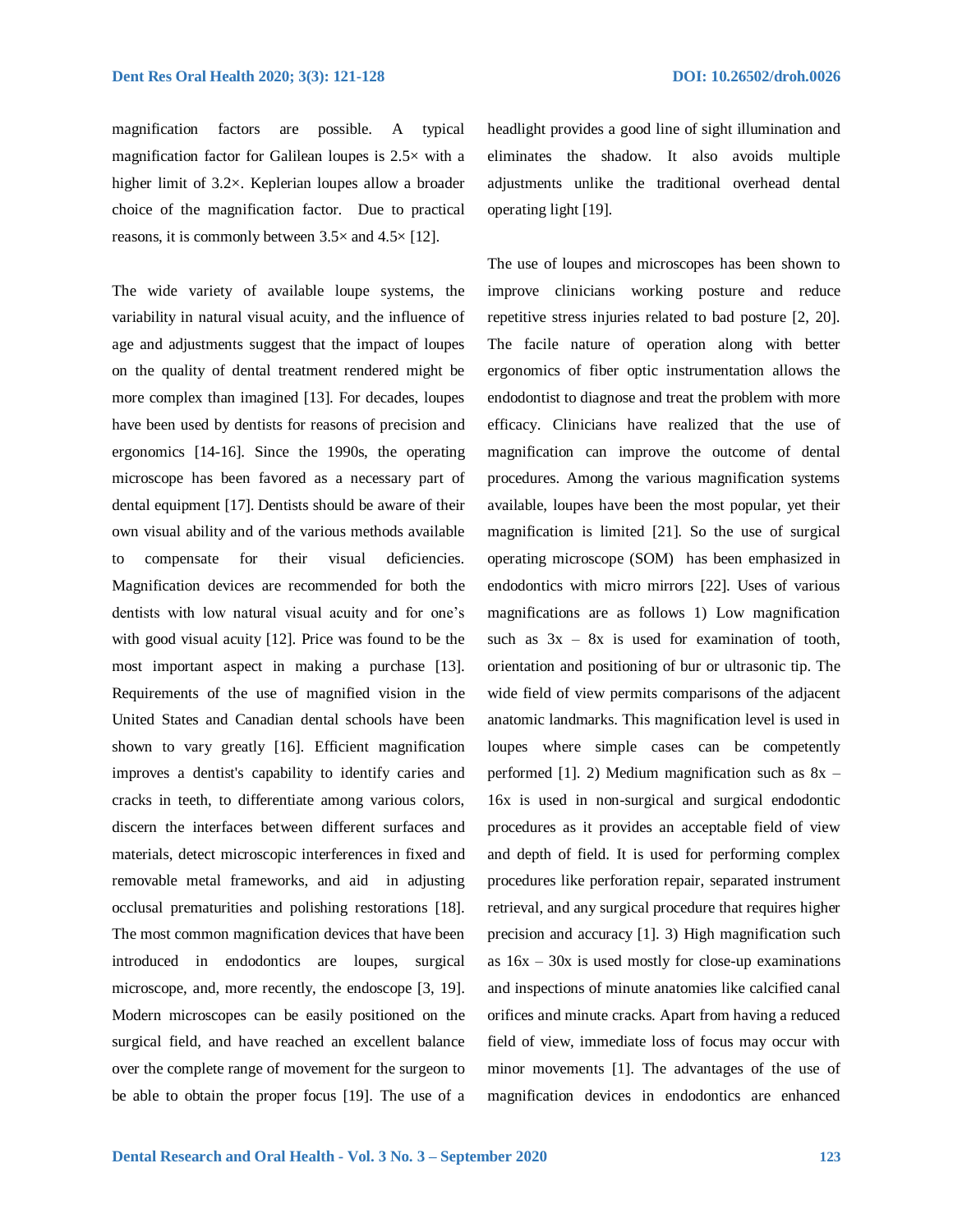magnification factors are possible. A typical magnification factor for Galilean loupes is 2.5× with a higher limit of 3.2×. Keplerian loupes allow a broader choice of the magnification factor. Due to practical reasons, it is commonly between 3.5× and 4.5× [12].

The wide variety of available loupe systems, the variability in natural visual acuity, and the influence of age and adjustments suggest that the impact of loupes on the quality of dental treatment rendered might be more complex than imagined [13]. For decades, loupes have been used by dentists for reasons of precision and ergonomics [14-16]. Since the 1990s, the operating microscope has been favored as a necessary part of dental equipment [17]. Dentists should be aware of their own visual ability and of the various methods available to compensate for their visual deficiencies. Magnification devices are recommended for both the dentists with low natural visual acuity and for one's with good visual acuity [12]. Price was found to be the most important aspect in making a purchase [13]. Requirements of the use of magnified vision in the United States and Canadian dental schools have been shown to vary greatly [16]. Efficient magnification improves a dentist's capability to identify caries and cracks in teeth, to differentiate among various colors, discern the interfaces between different surfaces and materials, detect microscopic interferences in fixed and removable metal frameworks, and aid in adjusting occlusal prematurities and polishing restorations [18]. The most common magnification devices that have been introduced in endodontics are loupes, surgical microscope, and, more recently, the endoscope [3, 19]. Modern microscopes can be easily positioned on the surgical field, and have reached an excellent balance over the complete range of movement for the surgeon to be able to obtain the proper focus [19]. The use of a headlight provides a good line of sight illumination and eliminates the shadow. It also avoids multiple adjustments unlike the traditional overhead dental operating light [19].

The use of loupes and microscopes has been shown to improve clinicians working posture and reduce repetitive stress injuries related to bad posture [2, 20]. The facile nature of operation along with better ergonomics of fiber optic instrumentation allows the endodontist to diagnose and treat the problem with more efficacy. Clinicians have realized that the use of magnification can improve the outcome of dental procedures. Among the various magnification systems available, loupes have been the most popular, yet their magnification is limited [21]. So the use of surgical operating microscope (SOM) has been emphasized in endodontics with micro mirrors [22]. Uses of various magnifications are as follows 1) Low magnification such as 3x – 8x is used for examination of tooth, orientation and positioning of bur or ultrasonic tip. The wide field of view permits comparisons of the adjacent anatomic landmarks. This magnification level is used in loupes where simple cases can be competently performed [1]. 2) Medium magnification such as 8x – 16x is used in non-surgical and surgical endodontic procedures as it provides an acceptable field of view and depth of field. It is used for performing complex procedures like perforation repair, separated instrument retrieval, and any surgical procedure that requires higher precision and accuracy [1]. 3) High magnification such as 16x – 30x is used mostly for close-up examinations and inspections of minute anatomies like calcified canal orifices and minute cracks. Apart from having a reduced field of view, immediate loss of focus may occur with minor movements [1]. The advantages of the use of magnification devices in endodontics are enhanced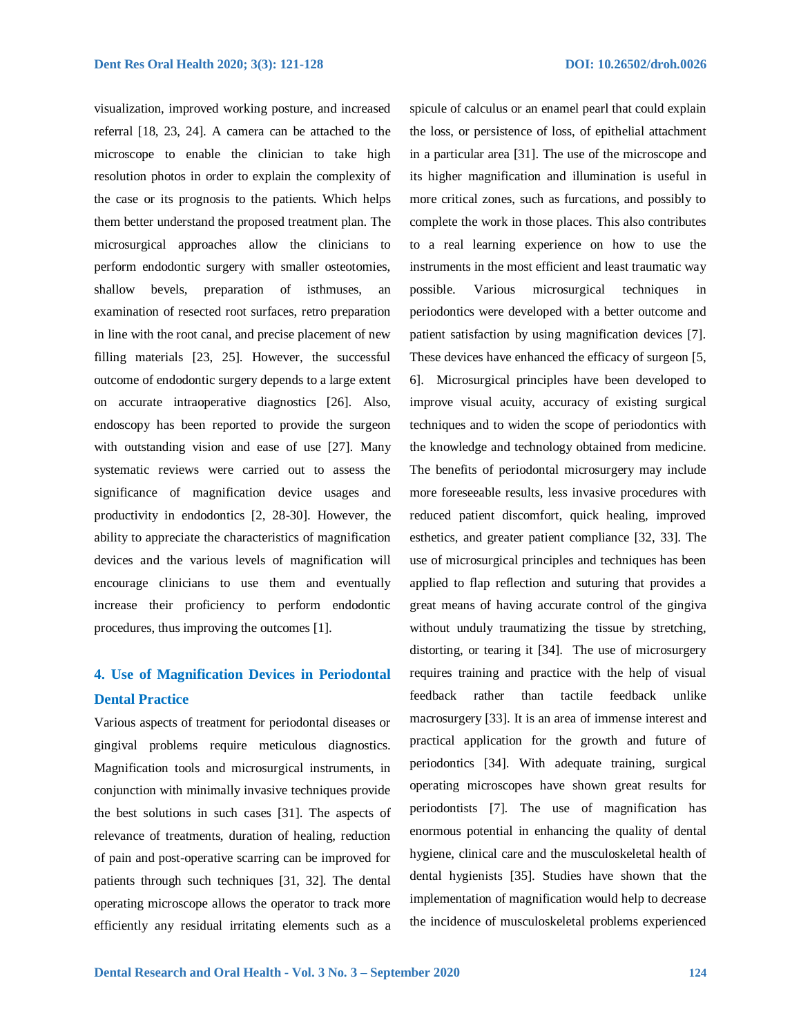visualization, improved working posture, and increased referral [18, 23, 24]. A camera can be attached to the microscope to enable the clinician to take high resolution photos in order to explain the complexity of the case or its prognosis to the patients. Which helps them better understand the proposed treatment plan. The microsurgical approaches allow the clinicians to perform endodontic surgery with smaller osteotomies, shallow bevels, preparation of isthmuses, an examination of resected root surfaces, retro preparation in line with the root canal, and precise placement of new filling materials [23, 25]. However, the successful outcome of endodontic surgery depends to a large extent on accurate intraoperative diagnostics [26]. Also, endoscopy has been reported to provide the surgeon with outstanding vision and ease of use [27]. Many systematic reviews were carried out to assess the significance of magnification device usages and productivity in endodontics [2, 28-30]. However, the ability to appreciate the characteristics of magnification devices and the various levels of magnification will encourage clinicians to use them and eventually increase their proficiency to perform endodontic procedures, thus improving the outcomes [1].

## 4. Use of Magnification Devices in Periodontal Dental Practice

Various aspects of treatment for periodontal diseases or gingival problems require meticulous diagnostics. Magnification tools and microsurgical instruments, in conjunction with minimally invasive techniques provide the best solutions in such cases [31]. The aspects of relevance of treatments, duration of healing, reduction of pain and post-operative scarring can be improved for patients through such techniques [31, 32]. The dental operating microscope allows the operator to track more efficiently any residual irritating elements such as a spicule of calculus or an enamel pearl that could explain the loss, or persistence of loss, of epithelial attachment in a particular area [31]. The use of the microscope and its higher magnification and illumination is useful in more critical zones, such as furcations, and possibly to complete the work in those places. This also contributes to a real learning experience on how to use the instruments in the most efficient and least traumatic way possible. Various microsurgical techniques in periodontics were developed with a better outcome and patient satisfaction by using magnification devices [7]. These devices have enhanced the efficacy of surgeon [5, 6]. Microsurgical principles have been developed to improve visual acuity, accuracy of existing surgical techniques and to widen the scope of periodontics with the knowledge and technology obtained from medicine. The benefits of periodontal microsurgery may include more foreseeable results, less invasive procedures with reduced patient discomfort, quick healing, improved esthetics, and greater patient compliance [32, 33]. The use of microsurgical principles and techniques has been applied to flap reflection and suturing that provides a great means of having accurate control of the gingiva without unduly traumatizing the tissue by stretching, distorting, or tearing it [34]. The use of microsurgery requires training and practice with the help of visual feedback rather than tactile feedback unlike macrosurgery [33]. It is an area of immense interest and practical application for the growth and future of periodontics [34]. With adequate training, surgical operating microscopes have shown great results for periodontists [7]. The use of magnification has enormous potential in enhancing the quality of dental hygiene, clinical care and the musculoskeletal health of dental hygienists [35]. Studies have shown that the implementation of magnification would help to decrease the incidence of musculoskeletal problems experienced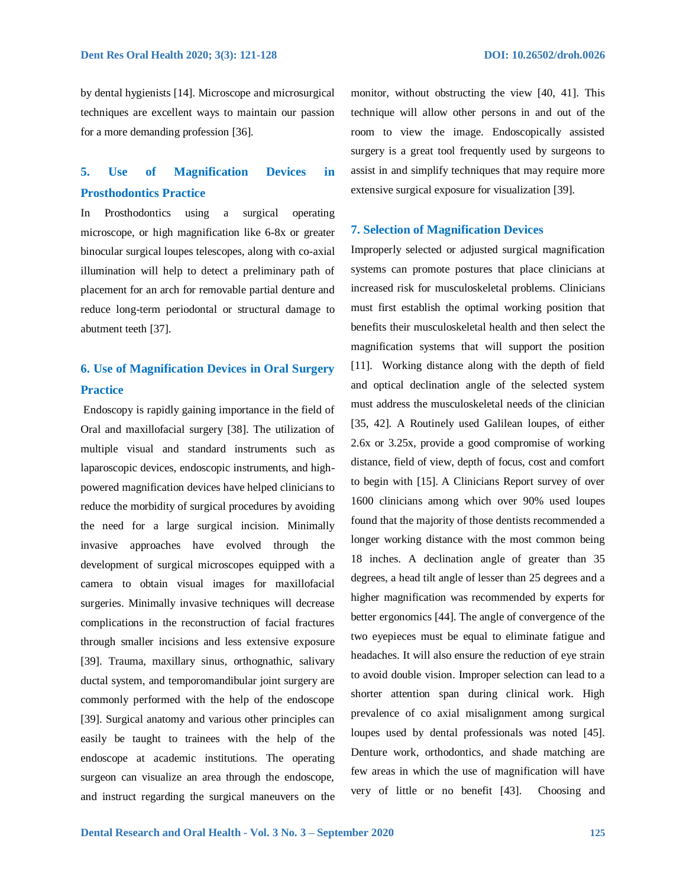by dental hygienists [14]. Microscope and microsurgical techniques are excellent ways to maintain our passion for a more demanding profession [36].

## 5. Use of Magnification Devices in Prosthodontics Practice

In Prosthodontics using a surgical operating microscope, or high magnification like 6-8x or greater binocular surgical loupes telescopes, along with co-axial illumination will help to detect a preliminary path of placement for an arch for removable partial denture and reduce long-term periodontal or structural damage to abutment teeth [37].

## 6. Use of Magnification Devices in Oral Surgery Practice

Endoscopy is rapidly gaining importance in the field of Oral and maxillofacial surgery [38]. The utilization of multiple visual and standard instruments such as laparoscopic devices, endoscopic instruments, and high-powered magnification devices have helped clinicians to reduce the morbidity of surgical procedures by avoiding the need for a large surgical incision. Minimally invasive approaches have evolved through the development of surgical microscopes equipped with a camera to obtain visual images for maxillofacial surgeries. Minimally invasive techniques will decrease complications in the reconstruction of facial fractures through smaller incisions and less extensive exposure [39]. Trauma, maxillary sinus, orthognathic, salivary ductal system, and temporomandibular joint surgery are commonly performed with the help of the endoscope [39]. Surgical anatomy and various other principles can easily be taught to trainees with the help of the endoscope at academic institutions. The operating surgeon can visualize an area through the endoscope, and instruct regarding the surgical maneuvers on the monitor, without obstructing the view [40, 41]. This technique will allow other persons in and out of the room to view the image. Endoscopically assisted surgery is a great tool frequently used by surgeons to assist in and simplify techniques that may require more extensive surgical exposure for visualization [39].

## 7. Selection of Magnification Devices

Improperly selected or adjusted surgical magnification systems can promote postures that place clinicians at increased risk for musculoskeletal problems. Clinicians must first establish the optimal working position that benefits their musculoskeletal health and then select the magnification systems that will support the position [11]. Working distance along with the depth of field and optical declination angle of the selected system must address the musculoskeletal needs of the clinician [35, 42]. A Routinely used Galilean loupes, of either 2.6x or 3.25x, provide a good compromise of working distance, field of view, depth of focus, cost and comfort to begin with [15]. A Clinicians Report survey of over 1600 clinicians among which over 90% used loupes found that the majority of those dentists recommended a longer working distance with the most common being 18 inches. A declination angle of greater than 35 degrees, a head tilt angle of lesser than 25 degrees and a higher magnification was recommended by experts for better ergonomics [44]. The angle of convergence of the two eyepieces must be equal to eliminate fatigue and headaches. It will also ensure the reduction of eye strain to avoid double vision. Improper selection can lead to a shorter attention span during clinical work. High prevalence of co axial misalignment among surgical loupes used by dental professionals was noted [45]. Denture work, orthodontics, and shade matching are few areas in which the use of magnification will have very of little or no benefit [43]. Choosing and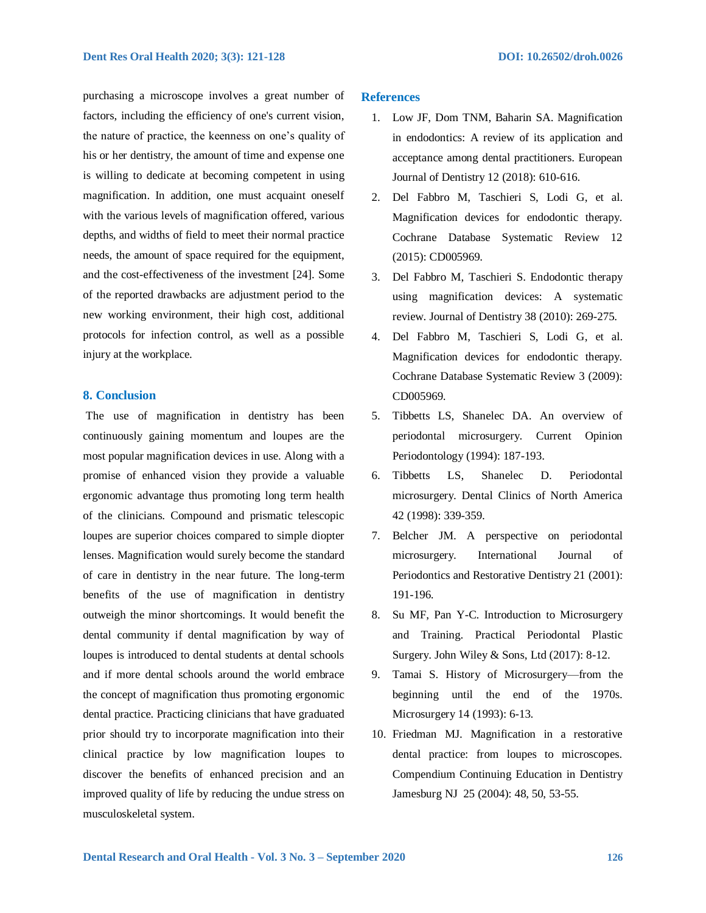purchasing a microscope involves a great number of factors, including the efficiency of one's current vision, the nature of practice, the keenness on one's quality of his or her dentistry, the amount of time and expense one is willing to dedicate at becoming competent in using magnification. In addition, one must acquaint oneself with the various levels of magnification offered, various depths, and widths of field to meet their normal practice needs, the amount of space required for the equipment, and the cost-effectiveness of the investment [24]. Some of the reported drawbacks are adjustment period to the new working environment, their high cost, additional protocols for infection control, as well as a possible injury at the workplace.

## 8. Conclusion

The use of magnification in dentistry has been continuously gaining momentum and loupes are the most popular magnification devices in use. Along with a promise of enhanced vision they provide a valuable ergonomic advantage thus promoting long term health of the clinicians. Compound and prismatic telescopic loupes are superior choices compared to simple diopter lenses. Magnification would surely become the standard of care in dentistry in the near future. The long-term benefits of the use of magnification in dentistry outweigh the minor shortcomings. It would benefit the dental community if dental magnification by way of loupes is introduced to dental students at dental schools and if more dental schools around the world embrace the concept of magnification thus promoting ergonomic dental practice. Practicing clinicians that have graduated prior should try to incorporate magnification into their clinical practice by low magnification loupes to discover the benefits of enhanced precision and an improved quality of life by reducing the undue stress on musculoskeletal system.

## References

1. Low JF, Dom TNM, Baharin SA. Magnification in endodontics: A review of its application and acceptance among dental practitioners. European Journal of Dentistry 12 (2018): 610-616.
2. Del Fabbro M, Taschieri S, Lodi G, et al. Magnification devices for endodontic therapy. Cochrane Database Systematic Review 12 (2015): CD005969.
3. Del Fabbro M, Taschieri S. Endodontic therapy using magnification devices: A systematic review. Journal of Dentistry 38 (2010): 269-275.
4. Del Fabbro M, Taschieri S, Lodi G, et al. Magnification devices for endodontic therapy. Cochrane Database Systematic Review 3 (2009): CD005969.
5. Tibbetts LS, Shanelec DA. An overview of periodontal microsurgery. Current Opinion Periodontology (1994): 187-193.
6. Tibbetts LS, Shanelec D. Periodontal microsurgery. Dental Clinics of North America 42 (1998): 339-359.
7. Belcher JM. A perspective on periodontal microsurgery. International Journal of Periodontics and Restorative Dentistry 21 (2001): 191-196.
8. Su MF, Pan Y-C. Introduction to Microsurgery and Training. Practical Periodontal Plastic Surgery. John Wiley & Sons, Ltd (2017): 8-12.
9. Tamai S. History of Microsurgery—from the beginning until the end of the 1970s. Microsurgery 14 (1993): 6-13.
10. Friedman MJ. Magnification in a restorative dental practice: from loupes to microscopes. Compendium Continuing Education in Dentistry Jamesburg NJ 25 (2004): 48, 50, 53-55.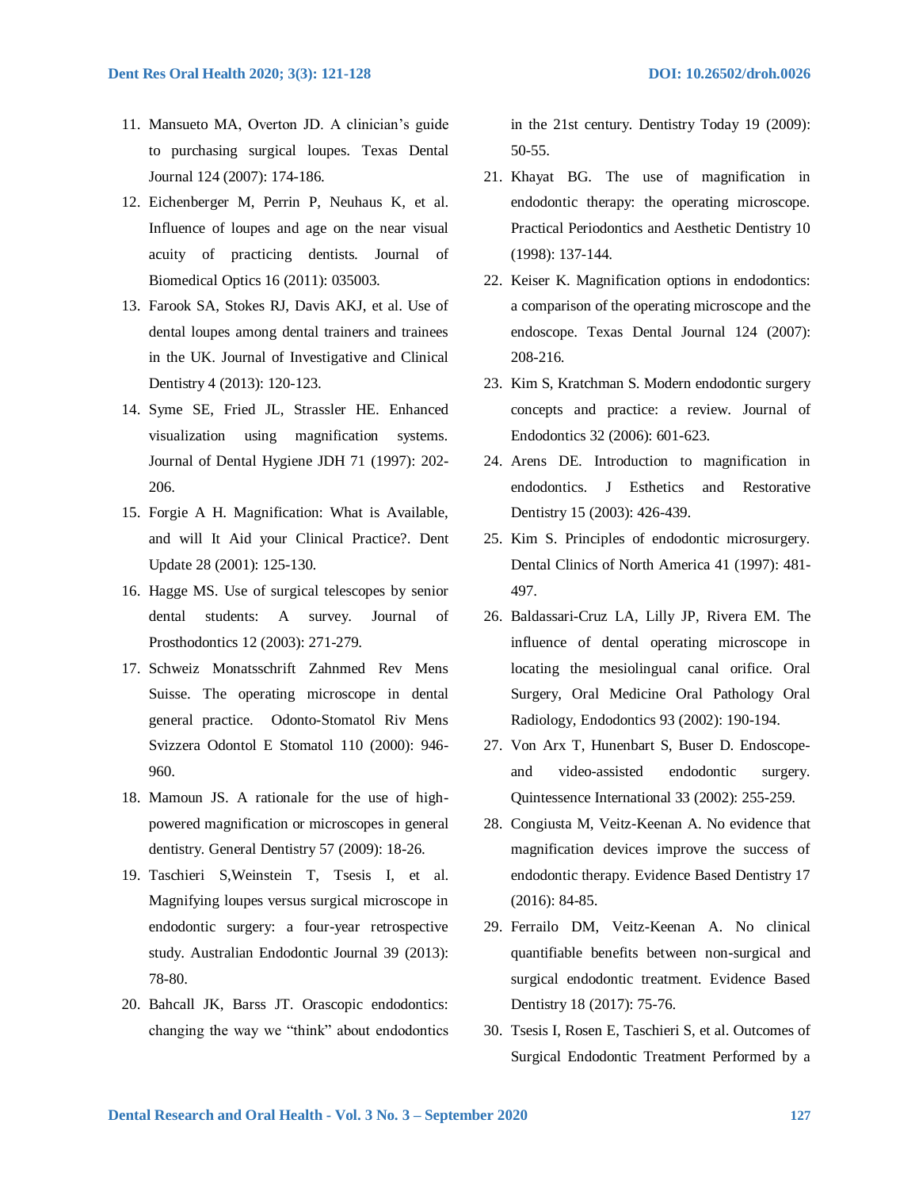11. Mansueto MA, Overton JD. A clinician's guide to purchasing surgical loupes. Texas Dental Journal 124 (2007): 174-186.
12. Eichenberger M, Perrin P, Neuhaus K, et al. Influence of loupes and age on the near visual acuity of practicing dentists. Journal of Biomedical Optics 16 (2011): 035003.
13. Farook SA, Stokes RJ, Davis AKJ, et al. Use of dental loupes among dental trainers and trainees in the UK. Journal of Investigative and Clinical Dentistry 4 (2013): 120-123.
14. Syme SE, Fried JL, Strassler HE. Enhanced visualization using magnification systems. Journal of Dental Hygiene JDH 71 (1997): 202-206.
15. Forgie A H. Magnification: What is Available, and will It Aid your Clinical Practice?. Dent Update 28 (2001): 125-130.
16. Hagge MS. Use of surgical telescopes by senior dental students: A survey. Journal of Prosthodontics 12 (2003): 271-279.
17. Schweiz Monatsschrift Zahnmed Rev Mens Suisse. The operating microscope in dental general practice. Odonto-Stomatol Riv Mens Svizzera Odontol E Stomatol 110 (2000): 946-960.
18. Mamoun JS. A rationale for the use of high-powered magnification or microscopes in general dentistry. General Dentistry 57 (2009): 18-26.
19. Taschieri S,Weinstein T, Tsesis I, et al. Magnifying loupes versus surgical microscope in endodontic surgery: a four-year retrospective study. Australian Endodontic Journal 39 (2013): 78-80.
20. Bahcall JK, Barss JT. Orascopic endodontics: changing the way we "think" about endodontics in the 21st century. Dentistry Today 19 (2009): 50-55.
21. Khayat BG. The use of magnification in endodontic therapy: the operating microscope. Practical Periodontics and Aesthetic Dentistry 10 (1998): 137-144.
22. Keiser K. Magnification options in endodontics: a comparison of the operating microscope and the endoscope. Texas Dental Journal 124 (2007): 208-216.
23. Kim S, Kratchman S. Modern endodontic surgery concepts and practice: a review. Journal of Endodontics 32 (2006): 601-623.
24. Arens DE. Introduction to magnification in endodontics. J Esthetics and Restorative Dentistry 15 (2003): 426-439.
25. Kim S. Principles of endodontic microsurgery. Dental Clinics of North America 41 (1997): 481-497.
26. Baldassari-Cruz LA, Lilly JP, Rivera EM. The influence of dental operating microscope in locating the mesiolingual canal orifice. Oral Surgery, Oral Medicine Oral Pathology Oral Radiology, Endodontics 93 (2002): 190-194.
27. Von Arx T, Hunenbart S, Buser D. Endoscope-and video-assisted endodontic surgery. Quintessence International 33 (2002): 255-259.
28. Congiusta M, Veitz-Keenan A. No evidence that magnification devices improve the success of endodontic therapy. Evidence Based Dentistry 17 (2016): 84-85.
29. Ferrailo DM, Veitz-Keenan A. No clinical quantifiable benefits between non-surgical and surgical endodontic treatment. Evidence Based Dentistry 18 (2017): 75-76.
30. Tsesis I, Rosen E, Taschieri S, et al. Outcomes of Surgical Endodontic Treatment Performed by a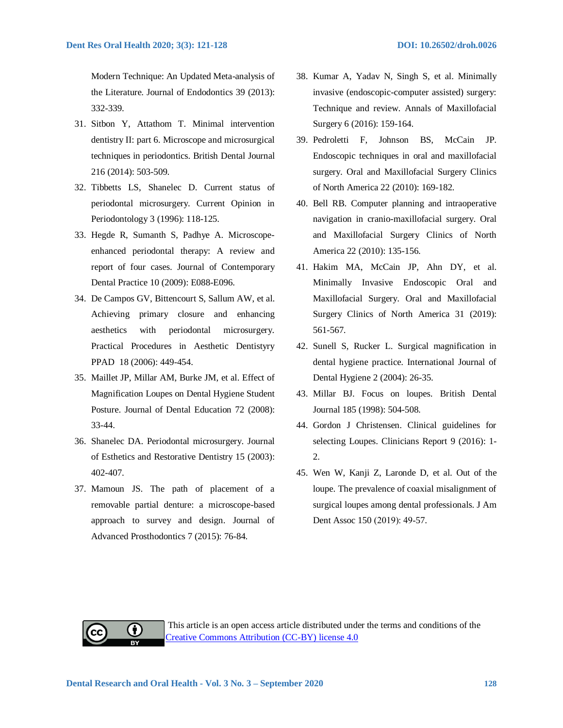Modern Technique: An Updated Meta-analysis of the Literature. Journal of Endodontics 39 (2013): 332-339.

31. Sitbon Y, Attathom T. Minimal intervention dentistry II: part 6. Microscope and microsurgical techniques in periodontics. British Dental Journal 216 (2014): 503-509.
32. Tibbetts LS, Shanelec D. Current status of periodontal microsurgery. Current Opinion in Periodontology 3 (1996): 118-125.
33. Hegde R, Sumanth S, Padhye A. Microscope-enhanced periodontal therapy: A review and report of four cases. Journal of Contemporary Dental Practice 10 (2009): E088-E096.
34. De Campos GV, Bittencourt S, Sallum AW, et al. Achieving primary closure and enhancing aesthetics with periodontal microsurgery. Practical Procedures in Aesthetic Dentistyry PPAD 18 (2006): 449-454.
35. Maillet JP, Millar AM, Burke JM, et al. Effect of Magnification Loupes on Dental Hygiene Student Posture. Journal of Dental Education 72 (2008): 33-44.
36. Shanelec DA. Periodontal microsurgery. Journal of Esthetics and Restorative Dentistry 15 (2003): 402-407.
37. Mamoun JS. The path of placement of a removable partial denture: a microscope-based approach to survey and design. Journal of Advanced Prosthodontics 7 (2015): 76-84.
38. Kumar A, Yadav N, Singh S, et al. Minimally invasive (endoscopic-computer assisted) surgery: Technique and review. Annals of Maxillofacial Surgery 6 (2016): 159-164.
39. Pedroletti F, Johnson BS, McCain JP. Endoscopic techniques in oral and maxillofacial surgery. Oral and Maxillofacial Surgery Clinics of North America 22 (2010): 169-182.
40. Bell RB. Computer planning and intraoperative navigation in cranio-maxillofacial surgery. Oral and Maxillofacial Surgery Clinics of North America 22 (2010): 135-156.
41. Hakim MA, McCain JP, Ahn DY, et al. Minimally Invasive Endoscopic Oral and Maxillofacial Surgery. Oral and Maxillofacial Surgery Clinics of North America 31 (2019): 561-567.
42. Sunell S, Rucker L. Surgical magnification in dental hygiene practice. International Journal of Dental Hygiene 2 (2004): 26-35.
43. Millar BJ. Focus on loupes. British Dental Journal 185 (1998): 504-508.
44. Gordon J Christensen. Clinical guidelines for selecting Loupes. Clinicians Report 9 (2016): 1-2.
45. Wen W, Kanji Z, Laronde D, et al. Out of the loupe. The prevalence of coaxial misalignment of surgical loupes among dental professionals. J Am Dent Assoc 150 (2019): 49-57.

This article is an open access article distributed under the terms and conditions of the Creative Commons Attribution (CC-BY) license 4.0